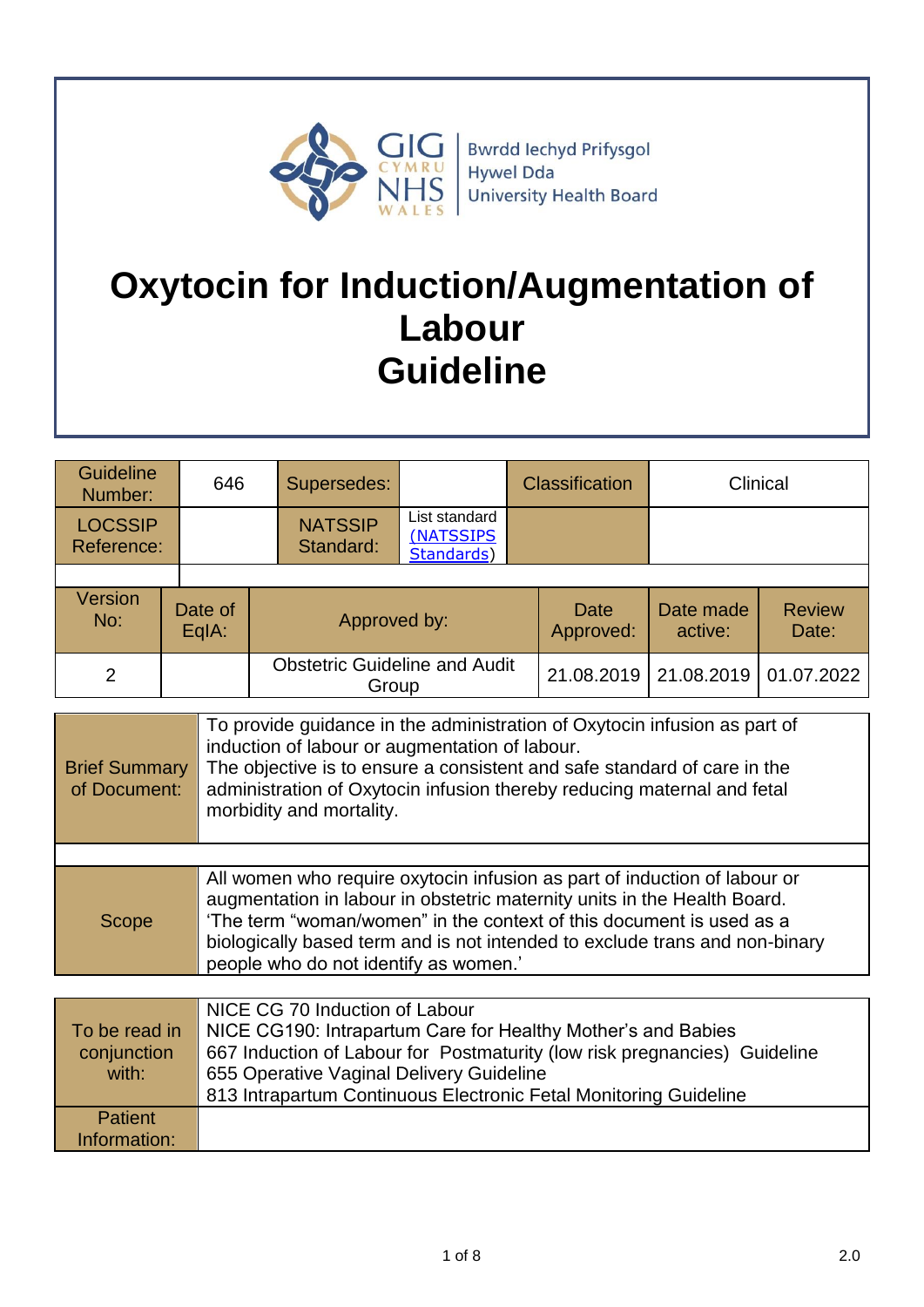Bwrdd Iechyd Prifysgol Hywel Dda University Health Board

# Oxytocin for Induction/Augmentation of Labour Guideline

| Guideline Number: | 646 | Supersedes: | | Classification | Clinical |
|---|---|---|---|---|---|
| LOCSSIP Reference: | | NATSSIP Standard: | List standard (NATSSIPS Standards) | | |

| Version No: | Date of EqIA: | Approved by: | Date Approved: | Date made active: | Review Date: |
|---|---|---|---|---|---|
| 2 | | Obstetric Guideline and Audit Group | 21.08.2019 | 21.08.2019 | 01.07.2022 |

| | |
|---|---|
| Brief Summary of Document: | To provide guidance in the administration of Oxytocin infusion as part of induction of labour or augmentation of labour. The objective is to ensure a consistent and safe standard of care in the administration of Oxytocin infusion thereby reducing maternal and fetal morbidity and mortality. |
| Scope | All women who require oxytocin infusion as part of induction of labour or augmentation in labour in obstetric maternity units in the Health Board. 'The term "woman/women" in the context of this document is used as a biologically based term and is not intended to exclude trans and non-binary people who do not identify as women.' |

| | |
|---|---|
| To be read in conjunction with: | NICE CG 70 Induction of Labour<br>NICE CG190: Intrapartum Care for Healthy Mother's and Babies<br>667 Induction of Labour for Postmaturity (low risk pregnancies) Guideline<br>655 Operative Vaginal Delivery Guideline<br>813 Intrapartum Continuous Electronic Fetal Monitoring Guideline |
| Patient Information: | |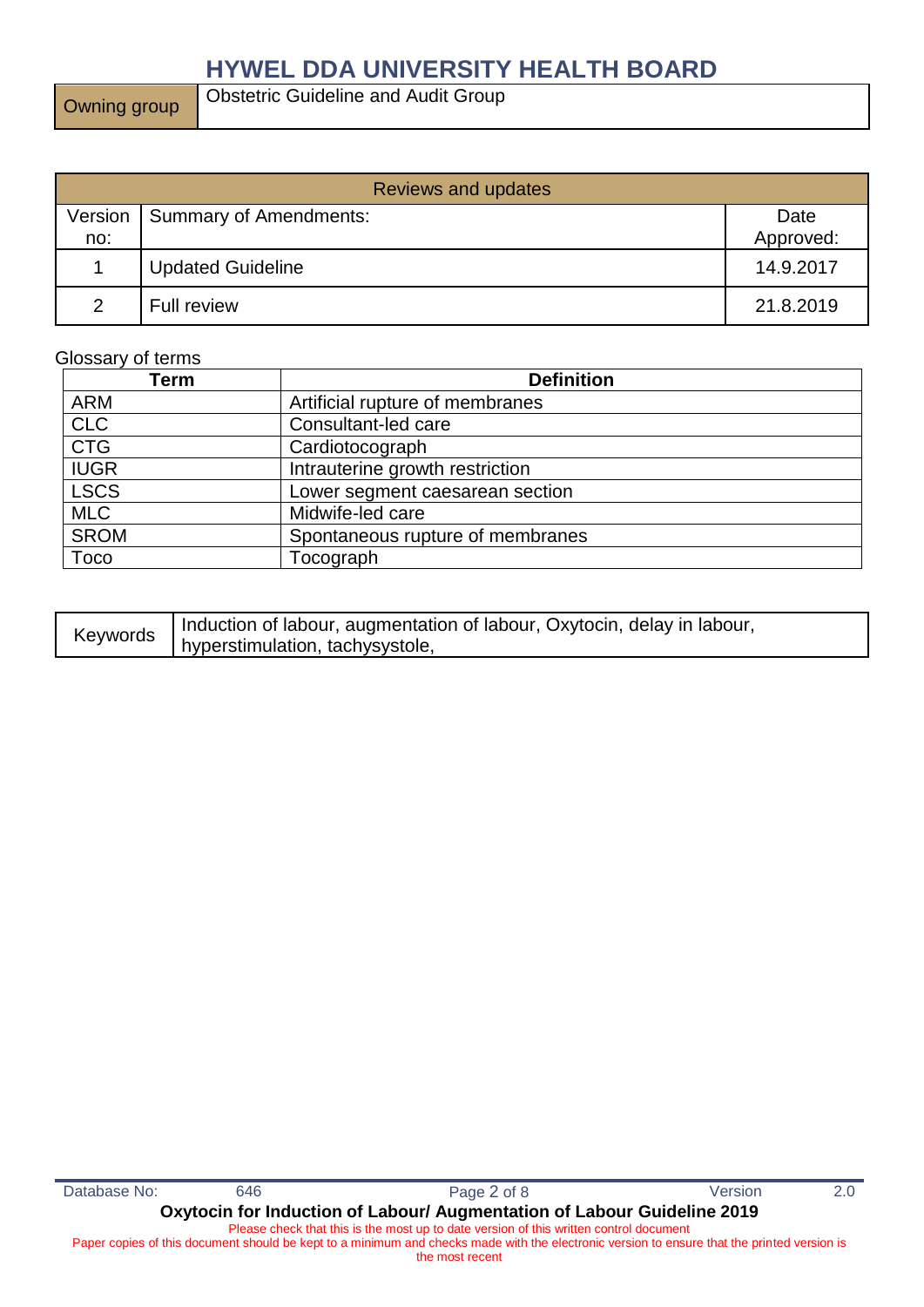# HYWEL DDA UNIVERSITY HEALTH BOARD

| Owning group | Obstetric Guideline and Audit Group |
|---|---|

| Reviews and updates | | |
|---|---|---|
| Version no: | Summary of Amendments: | Date Approved: |
| 1 | Updated Guideline | 14.9.2017 |
| 2 | Full review | 21.8.2019 |

Glossary of terms

| Term | Definition |
|---|---|
| ARM | Artificial rupture of membranes |
| CLC | Consultant-led care |
| CTG | Cardiotocograph |
| IUGR | Intrauterine growth restriction |
| LSCS | Lower segment caesarean section |
| MLC | Midwife-led care |
| SROM | Spontaneous rupture of membranes |
| Toco | Tocograph |

| Keywords | Induction of labour, augmentation of labour, Oxytocin, delay in labour, hyperstimulation, tachysystole, |
|---|---|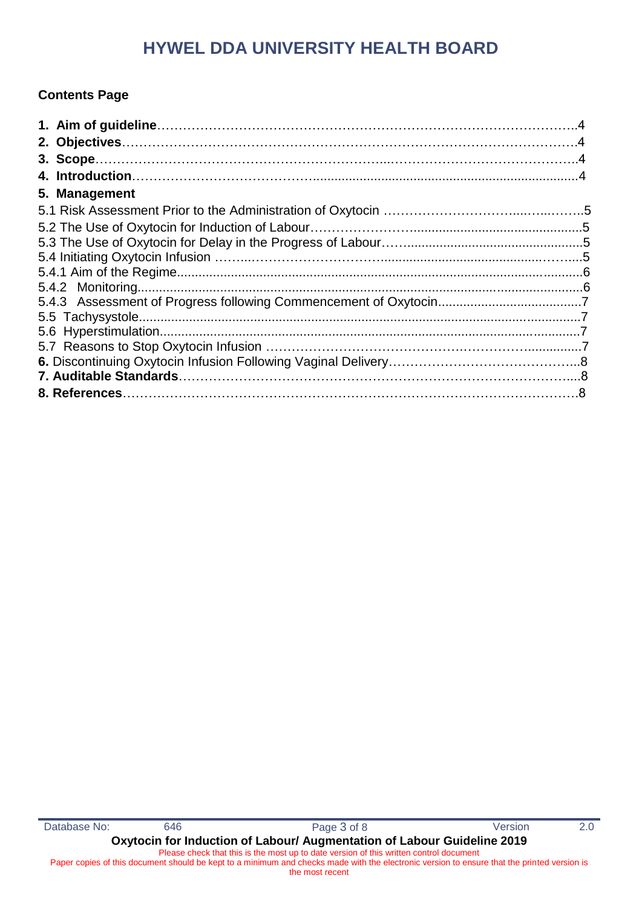**Contents Page**

**1. Aim of guideline**……………………………………………………………………………………..4
**2. Objectives**……………………………………………………………………………………………4
**3. Scope**……………………………………………………...……………………………………….4
**4. Introduction**………………………………….........................................................................4
**5. Management**
5.1 Risk Assessment Prior to the Administration of Oxytocin …………………………...…...……..5
5.2 The Use of Oxytocin for Induction of Labour…………………….............................................5
5.3 The Use of Oxytocin for Delay in the Progress of Labour……...............................................5
5.4 Initiating Oxytocin Infusion ……..………………………......................................……....5
5.4.1 Aim of the Regime.............................................................................................................6
5.4.2 Monitoring..........................................................................................................................6
5.4.3 Assessment of Progress following Commencement of Oxytocin........................................7
5.5 Tachysystole..........................................................................................................................7
5.6 Hyperstimulation....................................................................................................................7
5.7 Reasons to Stop Oxytocin Infusion ………………………………………………………..............7
**6.** Discontinuing Oxytocin Infusion Following Vaginal Delivery……………………………………...8
**7. Auditable Standards**……………………………………………………………………………....8
**8. References**……………………………………………………………………………………….8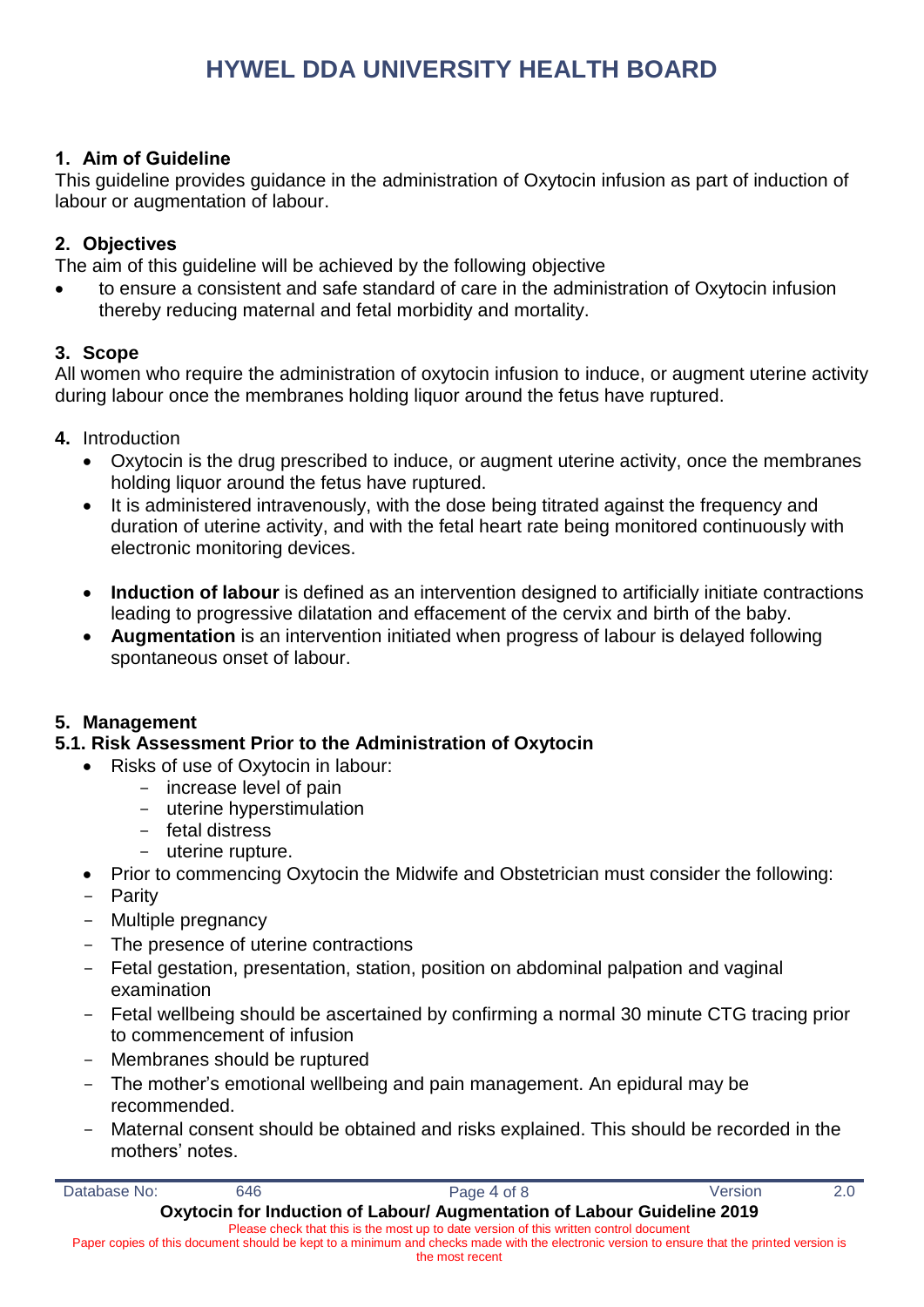## 1. Aim of Guideline

This guideline provides guidance in the administration of Oxytocin infusion as part of induction of labour or augmentation of labour.

## 2. Objectives

The aim of this guideline will be achieved by the following objective

- to ensure a consistent and safe standard of care in the administration of Oxytocin infusion thereby reducing maternal and fetal morbidity and mortality.

## 3. Scope

All women who require the administration of oxytocin infusion to induce, or augment uterine activity during labour once the membranes holding liquor around the fetus have ruptured.

## 4. Introduction

- Oxytocin is the drug prescribed to induce, or augment uterine activity, once the membranes holding liquor around the fetus have ruptured.
- It is administered intravenously, with the dose being titrated against the frequency and duration of uterine activity, and with the fetal heart rate being monitored continuously with electronic monitoring devices.
- **Induction of labour** is defined as an intervention designed to artificially initiate contractions leading to progressive dilatation and effacement of the cervix and birth of the baby.
- **Augmentation** is an intervention initiated when progress of labour is delayed following spontaneous onset of labour.

## 5. Management

### 5.1. Risk Assessment Prior to the Administration of Oxytocin

- Risks of use of Oxytocin in labour:
  - increase level of pain
  - uterine hyperstimulation
  - fetal distress
  - uterine rupture.
- Prior to commencing Oxytocin the Midwife and Obstetrician must consider the following:
- Parity
- Multiple pregnancy
- The presence of uterine contractions
- Fetal gestation, presentation, station, position on abdominal palpation and vaginal examination
- Fetal wellbeing should be ascertained by confirming a normal 30 minute CTG tracing prior to commencement of infusion
- Membranes should be ruptured
- The mother's emotional wellbeing and pain management. An epidural may be recommended.
- Maternal consent should be obtained and risks explained. This should be recorded in the mothers' notes.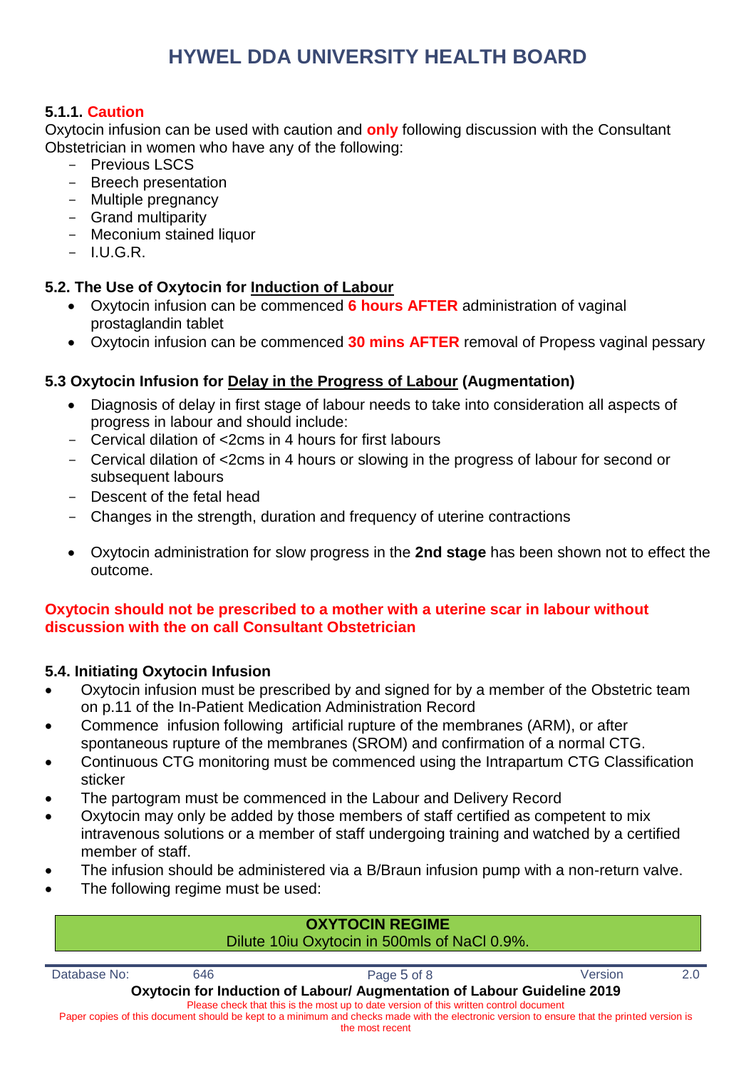### 5.1.1. Caution

Oxytocin infusion can be used with caution and **only** following discussion with the Consultant Obstetrician in women who have any of the following:

- Previous LSCS
- Breech presentation
- Multiple pregnancy
- Grand multiparity
- Meconium stained liquor
- I.U.G.R.

### 5.2. The Use of Oxytocin for Induction of Labour

- Oxytocin infusion can be commenced **6 hours AFTER** administration of vaginal prostaglandin tablet
- Oxytocin infusion can be commenced **30 mins AFTER** removal of Propess vaginal pessary

### 5.3 Oxytocin Infusion for Delay in the Progress of Labour (Augmentation)

- Diagnosis of delay in first stage of labour needs to take into consideration all aspects of progress in labour and should include:
  - Cervical dilation of <2cms in 4 hours for first labours
  - Cervical dilation of <2cms in 4 hours or slowing in the progress of labour for second or subsequent labours
  - Descent of the fetal head
  - Changes in the strength, duration and frequency of uterine contractions
- Oxytocin administration for slow progress in the **2nd stage** has been shown not to effect the outcome.

**Oxytocin should not be prescribed to a mother with a uterine scar in labour without discussion with the on call Consultant Obstetrician**

### 5.4. Initiating Oxytocin Infusion

- Oxytocin infusion must be prescribed by and signed for by a member of the Obstetric team on p.11 of the In-Patient Medication Administration Record
- Commence infusion following artificial rupture of the membranes (ARM), or after spontaneous rupture of the membranes (SROM) and confirmation of a normal CTG.
- Continuous CTG monitoring must be commenced using the Intrapartum CTG Classification sticker
- The partogram must be commenced in the Labour and Delivery Record
- Oxytocin may only be added by those members of staff certified as competent to mix intravenous solutions or a member of staff undergoing training and watched by a certified member of staff.
- The infusion should be administered via a B/Braun infusion pump with a non-return valve.
- The following regime must be used:

| **OXYTOCIN REGIME** |
|---|
| Dilute 10iu Oxytocin in 500mls of NaCl 0.9%. |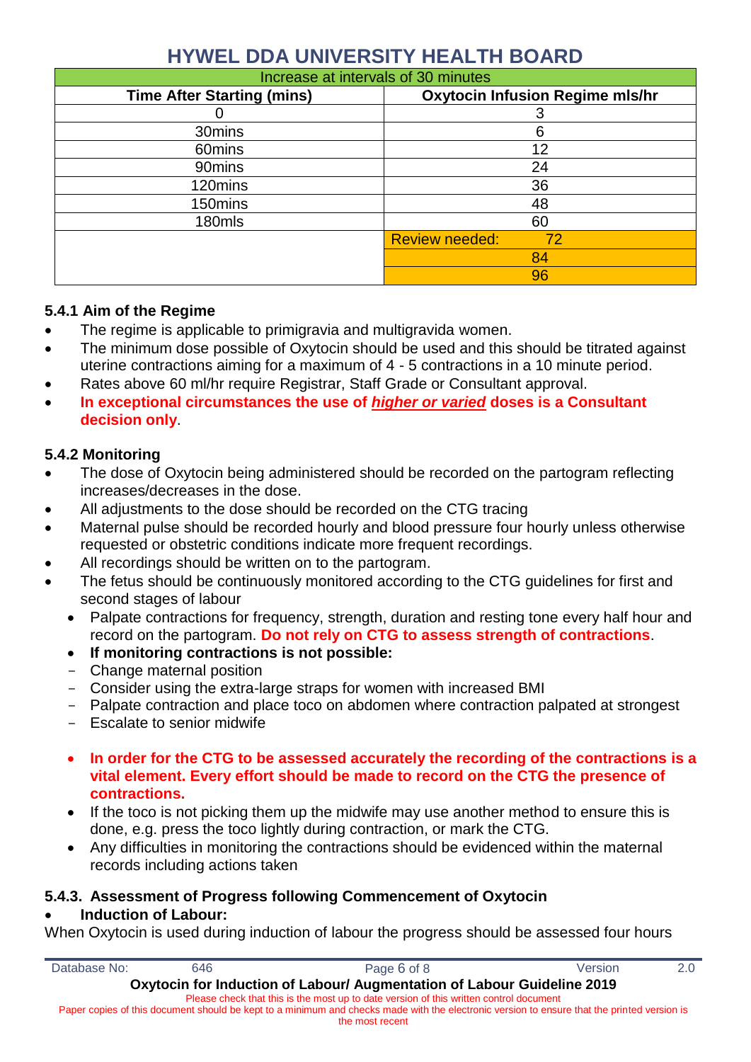| Increase at intervals of 30 minutes | |
|---|---|
| **Time After Starting (mins)** | **Oxytocin Infusion Regime mls/hr** |
| 0 | 3 |
| 30mins | 6 |
| 60mins | 12 |
| 90mins | 24 |
| 120mins | 36 |
| 150mins | 48 |
| 180mls | 60 |
| | Review needed: 72 |
| | 84 |
| | 96 |

### 5.4.1 Aim of the Regime

- The regime is applicable to primigravia and multigravida women.
- The minimum dose possible of Oxytocin should be used and this should be titrated against uterine contractions aiming for a maximum of 4 - 5 contractions in a 10 minute period.
- Rates above 60 ml/hr require Registrar, Staff Grade or Consultant approval.
- **In exceptional circumstances the use of *higher or varied* doses is a Consultant decision only**.

### 5.4.2 Monitoring

- The dose of Oxytocin being administered should be recorded on the partogram reflecting increases/decreases in the dose.
- All adjustments to the dose should be recorded on the CTG tracing
- Maternal pulse should be recorded hourly and blood pressure four hourly unless otherwise requested or obstetric conditions indicate more frequent recordings.
- All recordings should be written on to the partogram.
- The fetus should be continuously monitored according to the CTG guidelines for first and second stages of labour
  - Palpate contractions for frequency, strength, duration and resting tone every half hour and record on the partogram. **Do not rely on CTG to assess strength of contractions**.
  - **If monitoring contractions is not possible:**
    - Change maternal position
    - Consider using the extra-large straps for women with increased BMI
    - Palpate contraction and place toco on abdomen where contraction palpated at strongest
    - Escalate to senior midwife
  - **In order for the CTG to be assessed accurately the recording of the contractions is a vital element. Every effort should be made to record on the CTG the presence of contractions.**
  - If the toco is not picking them up the midwife may use another method to ensure this is done, e.g. press the toco lightly during contraction, or mark the CTG.
  - Any difficulties in monitoring the contractions should be evidenced within the maternal records including actions taken

### 5.4.3. Assessment of Progress following Commencement of Oxytocin

- **Induction of Labour:**

When Oxytocin is used during induction of labour the progress should be assessed four hours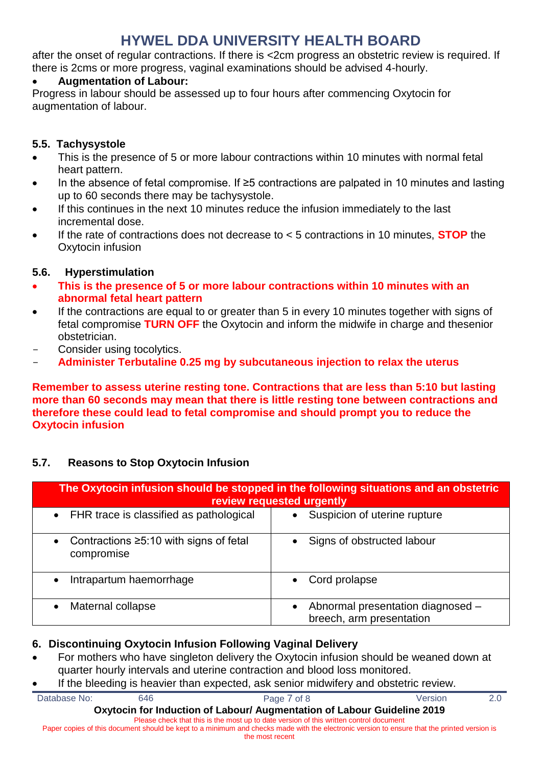after the onset of regular contractions. If there is <2cm progress an obstetric review is required. If there is 2cms or more progress, vaginal examinations should be advised 4-hourly.

- **Augmentation of Labour:**

Progress in labour should be assessed up to four hours after commencing Oxytocin for augmentation of labour.

### 5.5. Tachysystole

- This is the presence of 5 or more labour contractions within 10 minutes with normal fetal heart pattern.
- In the absence of fetal compromise. If ≥5 contractions are palpated in 10 minutes and lasting up to 60 seconds there may be tachysystole.
- If this continues in the next 10 minutes reduce the infusion immediately to the last incremental dose.
- If the rate of contractions does not decrease to < 5 contractions in 10 minutes, **STOP** the Oxytocin infusion

### 5.6. Hyperstimulation

- **This is the presence of 5 or more labour contractions within 10 minutes with an abnormal fetal heart pattern**
- If the contractions are equal to or greater than 5 in every 10 minutes together with signs of fetal compromise **TURN OFF** the Oxytocin and inform the midwife in charge and thesenior obstetrician.
  - Consider using tocolytics.
  - **Administer Terbutaline 0.25 mg by subcutaneous injection to relax the uterus**

**Remember to assess uterine resting tone. Contractions that are less than 5:10 but lasting more than 60 seconds may mean that there is little resting tone between contractions and therefore these could lead to fetal compromise and should prompt you to reduce the Oxytocin infusion**

### 5.7. Reasons to Stop Oxytocin Infusion

| The Oxytocin infusion should be stopped in the following situations and an obstetric review requested urgently | |
|---|---|
| • FHR trace is classified as pathological | • Suspicion of uterine rupture |
| • Contractions ≥5:10 with signs of fetal compromise | • Signs of obstructed labour |
| • Intrapartum haemorrhage | • Cord prolapse |
| • Maternal collapse | • Abnormal presentation diagnosed – breech, arm presentation |

## 6. Discontinuing Oxytocin Infusion Following Vaginal Delivery

- For mothers who have singleton delivery the Oxytocin infusion should be weaned down at quarter hourly intervals and uterine contraction and blood loss monitored.
- If the bleeding is heavier than expected, ask senior midwifery and obstetric review.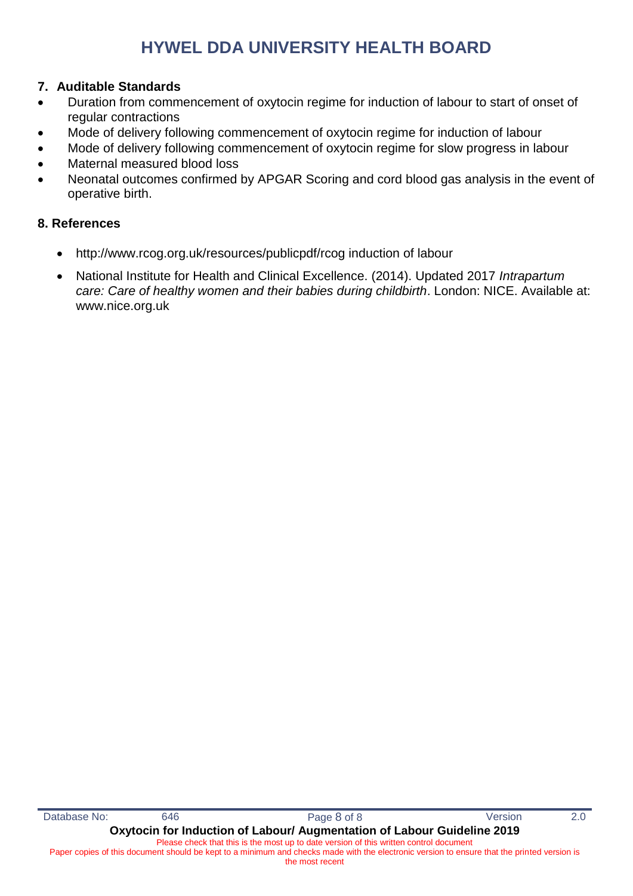## 7. Auditable Standards

- Duration from commencement of oxytocin regime for induction of labour to start of onset of regular contractions
- Mode of delivery following commencement of oxytocin regime for induction of labour
- Mode of delivery following commencement of oxytocin regime for slow progress in labour
- Maternal measured blood loss
- Neonatal outcomes confirmed by APGAR Scoring and cord blood gas analysis in the event of operative birth.

## 8. References

- http://www.rcog.org.uk/resources/publicpdf/rcog induction of labour
- National Institute for Health and Clinical Excellence. (2014). Updated 2017 *Intrapartum care: Care of healthy women and their babies during childbirth*. London: NICE. Available at: www.nice.org.uk